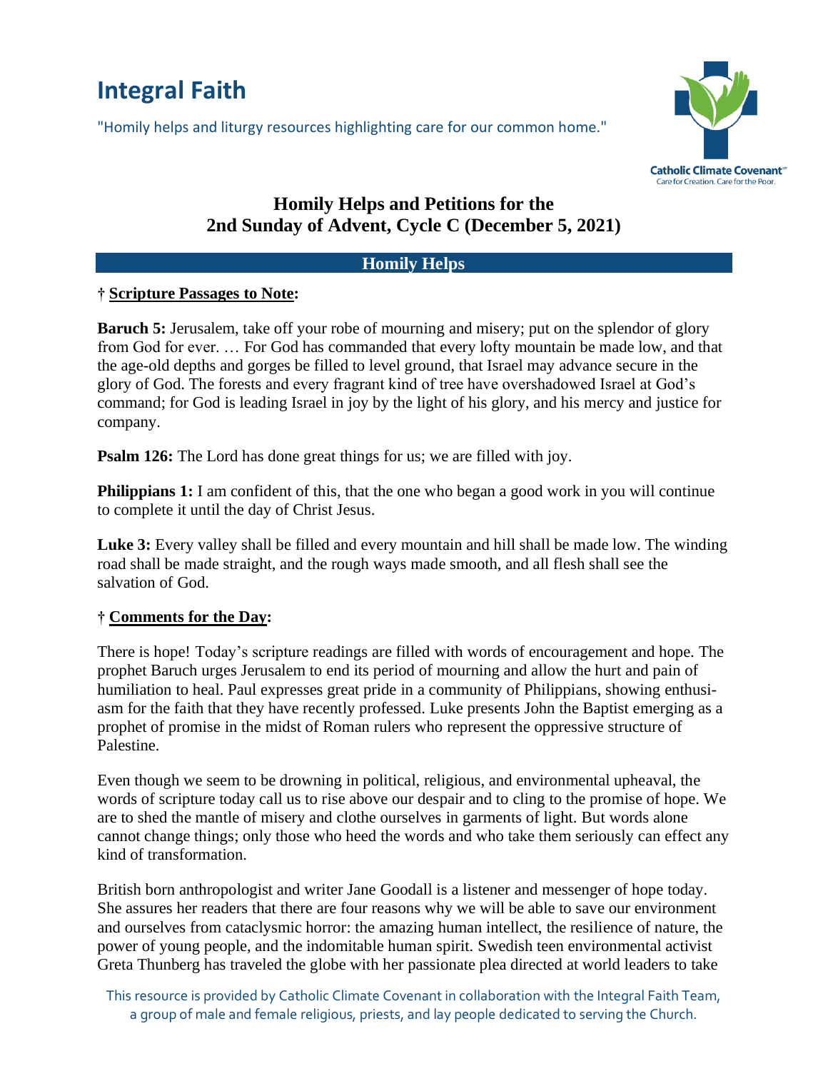# Integral Faith

"Homily helps and liturgy resources highlighting care for our common home."

Catholic Climate Covenant
Care for Creation. Care for the Poor.

## Homily Helps and Petitions for the 2nd Sunday of Advent, Cycle C (December 5, 2021)

### Homily Helps

**† Scripture Passages to Note:**

**Baruch 5:** Jerusalem, take off your robe of mourning and misery; put on the splendor of glory from God for ever. … For God has commanded that every lofty mountain be made low, and that the age-old depths and gorges be filled to level ground, that Israel may advance secure in the glory of God. The forests and every fragrant kind of tree have overshadowed Israel at God's command; for God is leading Israel in joy by the light of his glory, and his mercy and justice for company.

**Psalm 126:** The Lord has done great things for us; we are filled with joy.

**Philippians 1:** I am confident of this, that the one who began a good work in you will continue to complete it until the day of Christ Jesus.

**Luke 3:** Every valley shall be filled and every mountain and hill shall be made low. The winding road shall be made straight, and the rough ways made smooth, and all flesh shall see the salvation of God.

**† Comments for the Day:**

There is hope! Today's scripture readings are filled with words of encouragement and hope. The prophet Baruch urges Jerusalem to end its period of mourning and allow the hurt and pain of humiliation to heal. Paul expresses great pride in a community of Philippians, showing enthusiasm for the faith that they have recently professed. Luke presents John the Baptist emerging as a prophet of promise in the midst of Roman rulers who represent the oppressive structure of Palestine.

Even though we seem to be drowning in political, religious, and environmental upheaval, the words of scripture today call us to rise above our despair and to cling to the promise of hope. We are to shed the mantle of misery and clothe ourselves in garments of light. But words alone cannot change things; only those who heed the words and who take them seriously can effect any kind of transformation.

British born anthropologist and writer Jane Goodall is a listener and messenger of hope today. She assures her readers that there are four reasons why we will be able to save our environment and ourselves from cataclysmic horror: the amazing human intellect, the resilience of nature, the power of young people, and the indomitable human spirit. Swedish teen environmental activist Greta Thunberg has traveled the globe with her passionate plea directed at world leaders to take

This resource is provided by Catholic Climate Covenant in collaboration with the Integral Faith Team, a group of male and female religious, priests, and lay people dedicated to serving the Church.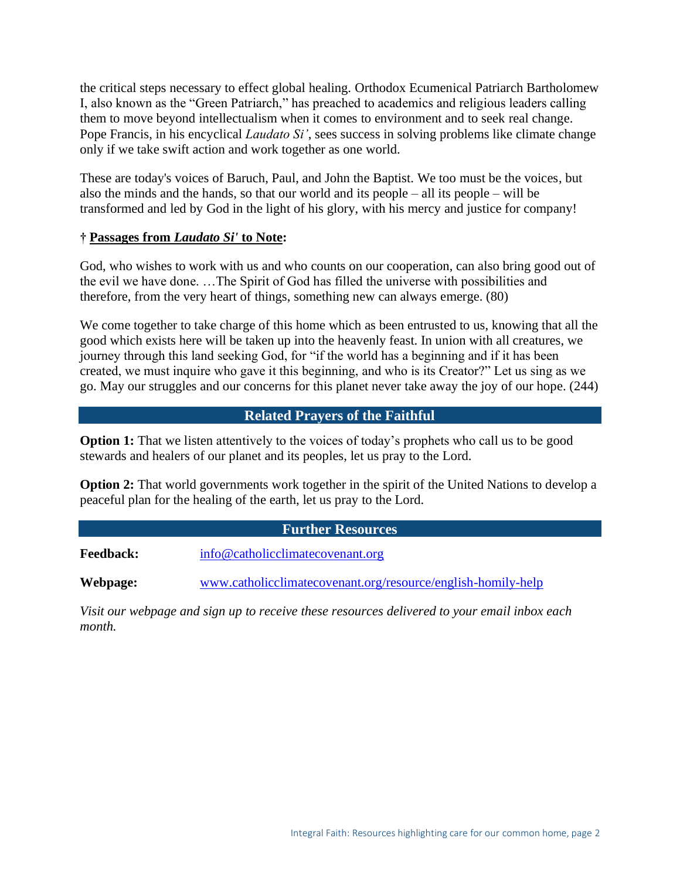the critical steps necessary to effect global healing. Orthodox Ecumenical Patriarch Bartholomew I, also known as the "Green Patriarch," has preached to academics and religious leaders calling them to move beyond intellectualism when it comes to environment and to seek real change. Pope Francis, in his encyclical *Laudato Si'*, sees success in solving problems like climate change only if we take swift action and work together as one world.

These are today's voices of Baruch, Paul, and John the Baptist. We too must be the voices, but also the minds and the hands, so that our world and its people – all its people – will be transformed and led by God in the light of his glory, with his mercy and justice for company!

**† Passages from *Laudato Si'* to Note:**

God, who wishes to work with us and who counts on our cooperation, can also bring good out of the evil we have done. …The Spirit of God has filled the universe with possibilities and therefore, from the very heart of things, something new can always emerge. (80)

We come together to take charge of this home which as been entrusted to us, knowing that all the good which exists here will be taken up into the heavenly feast. In union with all creatures, we journey through this land seeking God, for "if the world has a beginning and if it has been created, we must inquire who gave it this beginning, and who is its Creator?" Let us sing as we go. May our struggles and our concerns for this planet never take away the joy of our hope. (244)

## Related Prayers of the Faithful

**Option 1:** That we listen attentively to the voices of today's prophets who call us to be good stewards and healers of our planet and its peoples, let us pray to the Lord.

**Option 2:** That world governments work together in the spirit of the United Nations to develop a peaceful plan for the healing of the earth, let us pray to the Lord.

## Further Resources

**Feedback:** info@catholicclimatecovenant.org

**Webpage:** www.catholicclimatecovenant.org/resource/english-homily-help

*Visit our webpage and sign up to receive these resources delivered to your email inbox each month.*